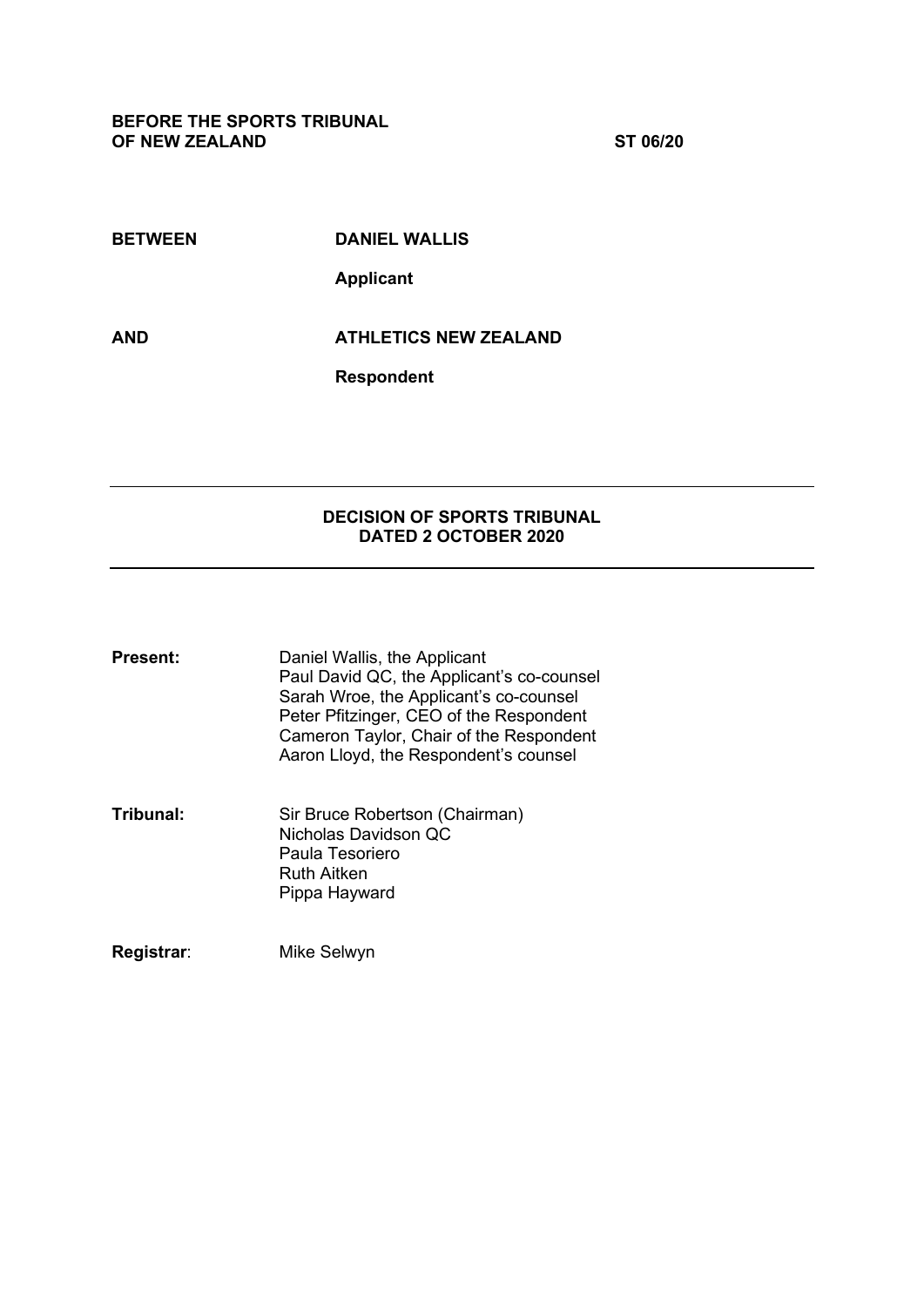**BEFORE THE SPORTS TRIBUNAL OF NEW ZEALAND** **ST 06/20**

**BETWEEN** **DANIEL WALLIS**

**Applicant**

**AND** **ATHLETICS NEW ZEALAND**

**Respondent**

---

**DECISION OF SPORTS TRIBUNAL DATED 2 OCTOBER 2020**

---

**Present:** Daniel Wallis, the Applicant
Paul David QC, the Applicant's co-counsel
Sarah Wroe, the Applicant's co-counsel
Peter Pfitzinger, CEO of the Respondent
Cameron Taylor, Chair of the Respondent
Aaron Lloyd, the Respondent's counsel

**Tribunal:** Sir Bruce Robertson (Chairman)
Nicholas Davidson QC
Paula Tesoriero
Ruth Aitken
Pippa Hayward

**Registrar**: Mike Selwyn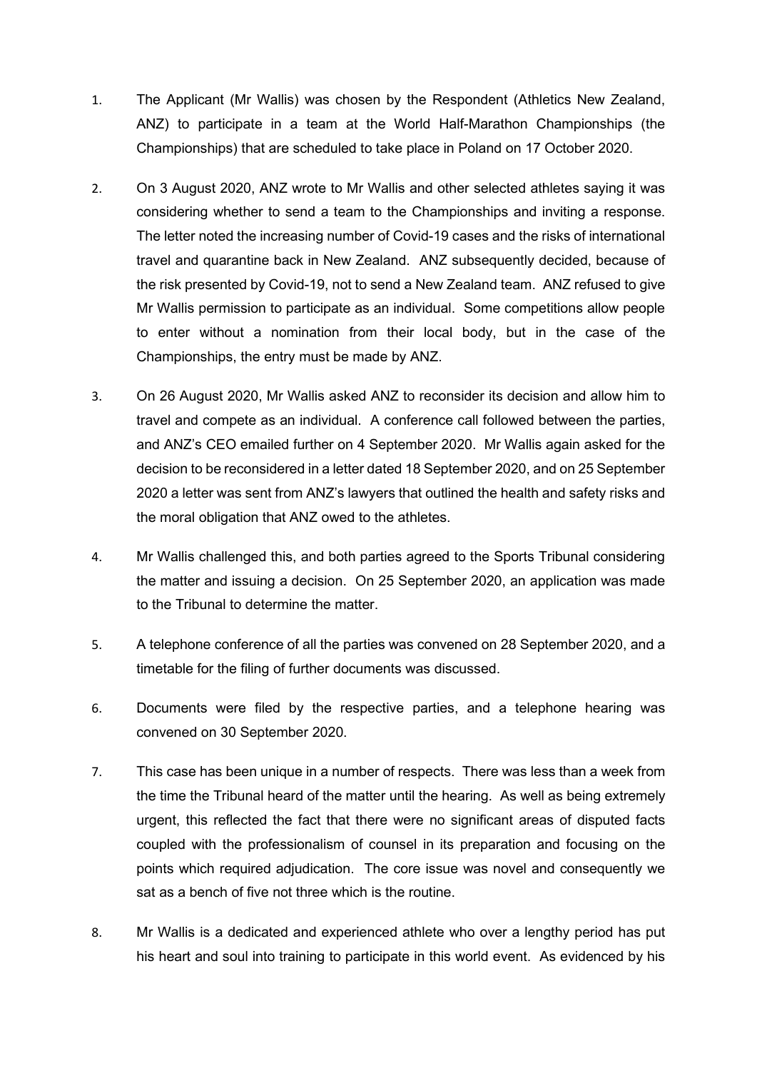1. The Applicant (Mr Wallis) was chosen by the Respondent (Athletics New Zealand, ANZ) to participate in a team at the World Half-Marathon Championships (the Championships) that are scheduled to take place in Poland on 17 October 2020.

2. On 3 August 2020, ANZ wrote to Mr Wallis and other selected athletes saying it was considering whether to send a team to the Championships and inviting a response. The letter noted the increasing number of Covid-19 cases and the risks of international travel and quarantine back in New Zealand. ANZ subsequently decided, because of the risk presented by Covid-19, not to send a New Zealand team. ANZ refused to give Mr Wallis permission to participate as an individual. Some competitions allow people to enter without a nomination from their local body, but in the case of the Championships, the entry must be made by ANZ.

3. On 26 August 2020, Mr Wallis asked ANZ to reconsider its decision and allow him to travel and compete as an individual. A conference call followed between the parties, and ANZ's CEO emailed further on 4 September 2020. Mr Wallis again asked for the decision to be reconsidered in a letter dated 18 September 2020, and on 25 September 2020 a letter was sent from ANZ's lawyers that outlined the health and safety risks and the moral obligation that ANZ owed to the athletes.

4. Mr Wallis challenged this, and both parties agreed to the Sports Tribunal considering the matter and issuing a decision. On 25 September 2020, an application was made to the Tribunal to determine the matter.

5. A telephone conference of all the parties was convened on 28 September 2020, and a timetable for the filing of further documents was discussed.

6. Documents were filed by the respective parties, and a telephone hearing was convened on 30 September 2020.

7. This case has been unique in a number of respects. There was less than a week from the time the Tribunal heard of the matter until the hearing. As well as being extremely urgent, this reflected the fact that there were no significant areas of disputed facts coupled with the professionalism of counsel in its preparation and focusing on the points which required adjudication. The core issue was novel and consequently we sat as a bench of five not three which is the routine.

8. Mr Wallis is a dedicated and experienced athlete who over a lengthy period has put his heart and soul into training to participate in this world event. As evidenced by his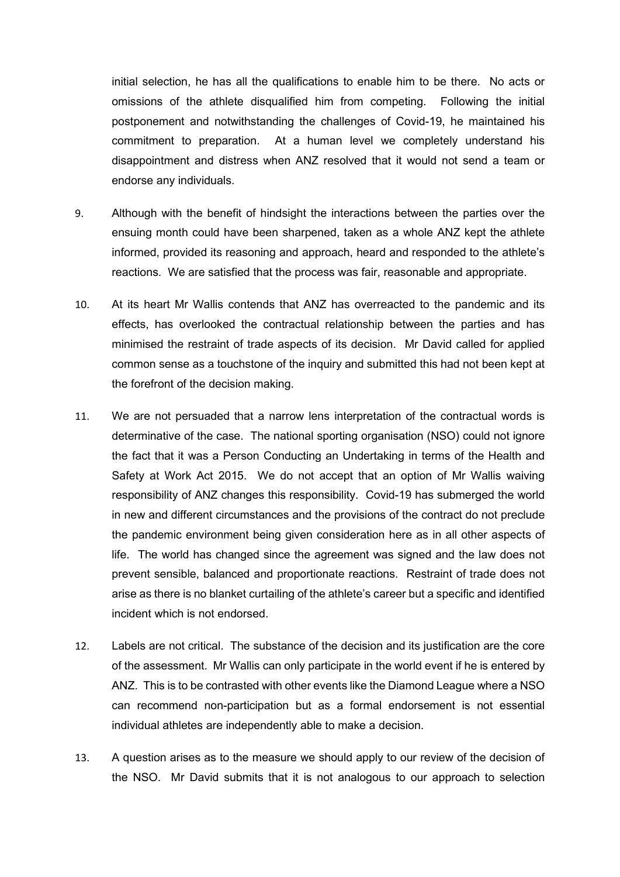initial selection, he has all the qualifications to enable him to be there. No acts or omissions of the athlete disqualified him from competing. Following the initial postponement and notwithstanding the challenges of Covid-19, he maintained his commitment to preparation. At a human level we completely understand his disappointment and distress when ANZ resolved that it would not send a team or endorse any individuals.

9. Although with the benefit of hindsight the interactions between the parties over the ensuing month could have been sharpened, taken as a whole ANZ kept the athlete informed, provided its reasoning and approach, heard and responded to the athlete's reactions. We are satisfied that the process was fair, reasonable and appropriate.

10. At its heart Mr Wallis contends that ANZ has overreacted to the pandemic and its effects, has overlooked the contractual relationship between the parties and has minimised the restraint of trade aspects of its decision. Mr David called for applied common sense as a touchstone of the inquiry and submitted this had not been kept at the forefront of the decision making.

11. We are not persuaded that a narrow lens interpretation of the contractual words is determinative of the case. The national sporting organisation (NSO) could not ignore the fact that it was a Person Conducting an Undertaking in terms of the Health and Safety at Work Act 2015. We do not accept that an option of Mr Wallis waiving responsibility of ANZ changes this responsibility. Covid-19 has submerged the world in new and different circumstances and the provisions of the contract do not preclude the pandemic environment being given consideration here as in all other aspects of life. The world has changed since the agreement was signed and the law does not prevent sensible, balanced and proportionate reactions. Restraint of trade does not arise as there is no blanket curtailing of the athlete's career but a specific and identified incident which is not endorsed.

12. Labels are not critical. The substance of the decision and its justification are the core of the assessment. Mr Wallis can only participate in the world event if he is entered by ANZ. This is to be contrasted with other events like the Diamond League where a NSO can recommend non-participation but as a formal endorsement is not essential individual athletes are independently able to make a decision.

13. A question arises as to the measure we should apply to our review of the decision of the NSO. Mr David submits that it is not analogous to our approach to selection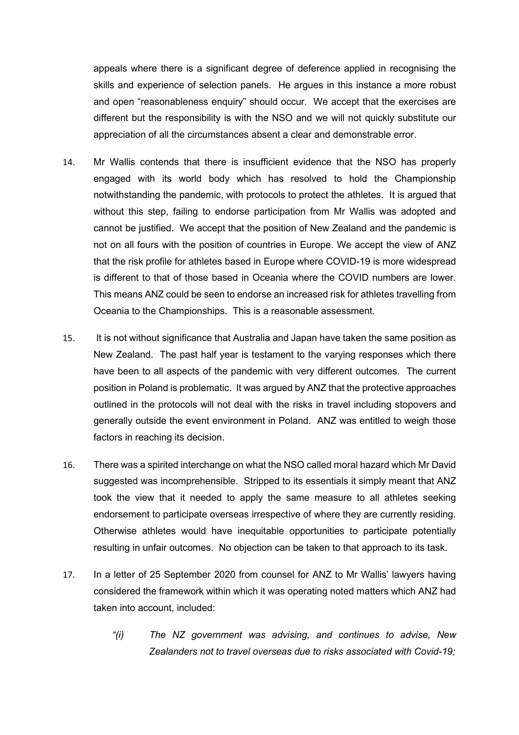appeals where there is a significant degree of deference applied in recognising the skills and experience of selection panels. He argues in this instance a more robust and open "reasonableness enquiry" should occur. We accept that the exercises are different but the responsibility is with the NSO and we will not quickly substitute our appreciation of all the circumstances absent a clear and demonstrable error.

14. Mr Wallis contends that there is insufficient evidence that the NSO has properly engaged with its world body which has resolved to hold the Championship notwithstanding the pandemic, with protocols to protect the athletes. It is argued that without this step, failing to endorse participation from Mr Wallis was adopted and cannot be justified. We accept that the position of New Zealand and the pandemic is not on all fours with the position of countries in Europe. We accept the view of ANZ that the risk profile for athletes based in Europe where COVID-19 is more widespread is different to that of those based in Oceania where the COVID numbers are lower. This means ANZ could be seen to endorse an increased risk for athletes travelling from Oceania to the Championships. This is a reasonable assessment.

15. It is not without significance that Australia and Japan have taken the same position as New Zealand. The past half year is testament to the varying responses which there have been to all aspects of the pandemic with very different outcomes. The current position in Poland is problematic. It was argued by ANZ that the protective approaches outlined in the protocols will not deal with the risks in travel including stopovers and generally outside the event environment in Poland. ANZ was entitled to weigh those factors in reaching its decision.

16. There was a spirited interchange on what the NSO called moral hazard which Mr David suggested was incomprehensible. Stripped to its essentials it simply meant that ANZ took the view that it needed to apply the same measure to all athletes seeking endorsement to participate overseas irrespective of where they are currently residing. Otherwise athletes would have inequitable opportunities to participate potentially resulting in unfair outcomes. No objection can be taken to that approach to its task.

17. In a letter of 25 September 2020 from counsel for ANZ to Mr Wallis' lawyers having considered the framework within which it was operating noted matters which ANZ had taken into account, included:

    *"(i) The NZ government was advising, and continues to advise, New Zealanders not to travel overseas due to risks associated with Covid-19;*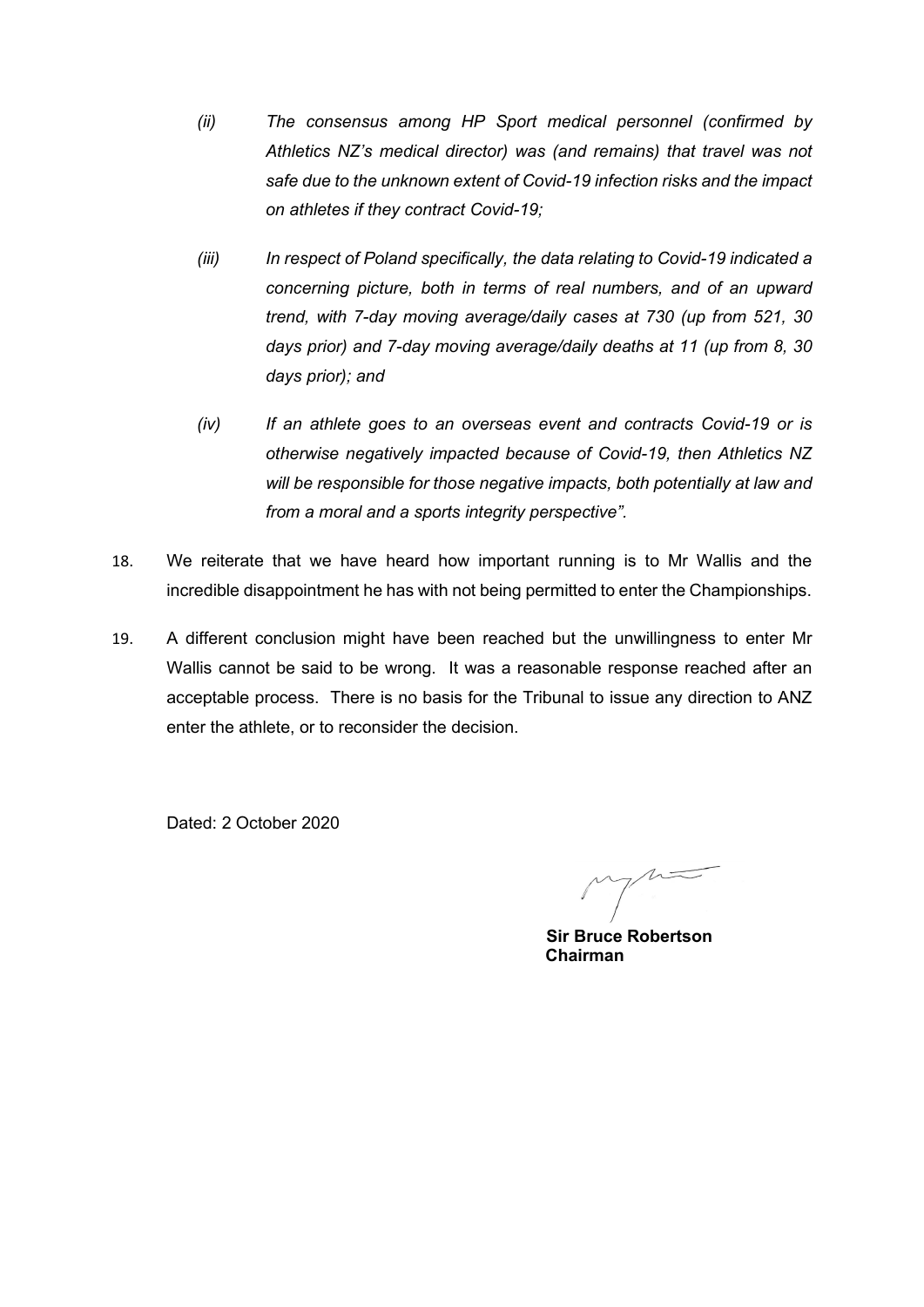*(ii) The consensus among HP Sport medical personnel (confirmed by Athletics NZ's medical director) was (and remains) that travel was not safe due to the unknown extent of Covid-19 infection risks and the impact on athletes if they contract Covid-19;*

*(iii) In respect of Poland specifically, the data relating to Covid-19 indicated a concerning picture, both in terms of real numbers, and of an upward trend, with 7-day moving average/daily cases at 730 (up from 521, 30 days prior) and 7-day moving average/daily deaths at 11 (up from 8, 30 days prior); and*

*(iv) If an athlete goes to an overseas event and contracts Covid-19 or is otherwise negatively impacted because of Covid-19, then Athletics NZ will be responsible for those negative impacts, both potentially at law and from a moral and a sports integrity perspective".*

18. We reiterate that we have heard how important running is to Mr Wallis and the incredible disappointment he has with not being permitted to enter the Championships.

19. A different conclusion might have been reached but the unwillingness to enter Mr Wallis cannot be said to be wrong. It was a reasonable response reached after an acceptable process. There is no basis for the Tribunal to issue any direction to ANZ enter the athlete, or to reconsider the decision.

Dated: 2 October 2020

**Sir Bruce Robertson**
**Chairman**